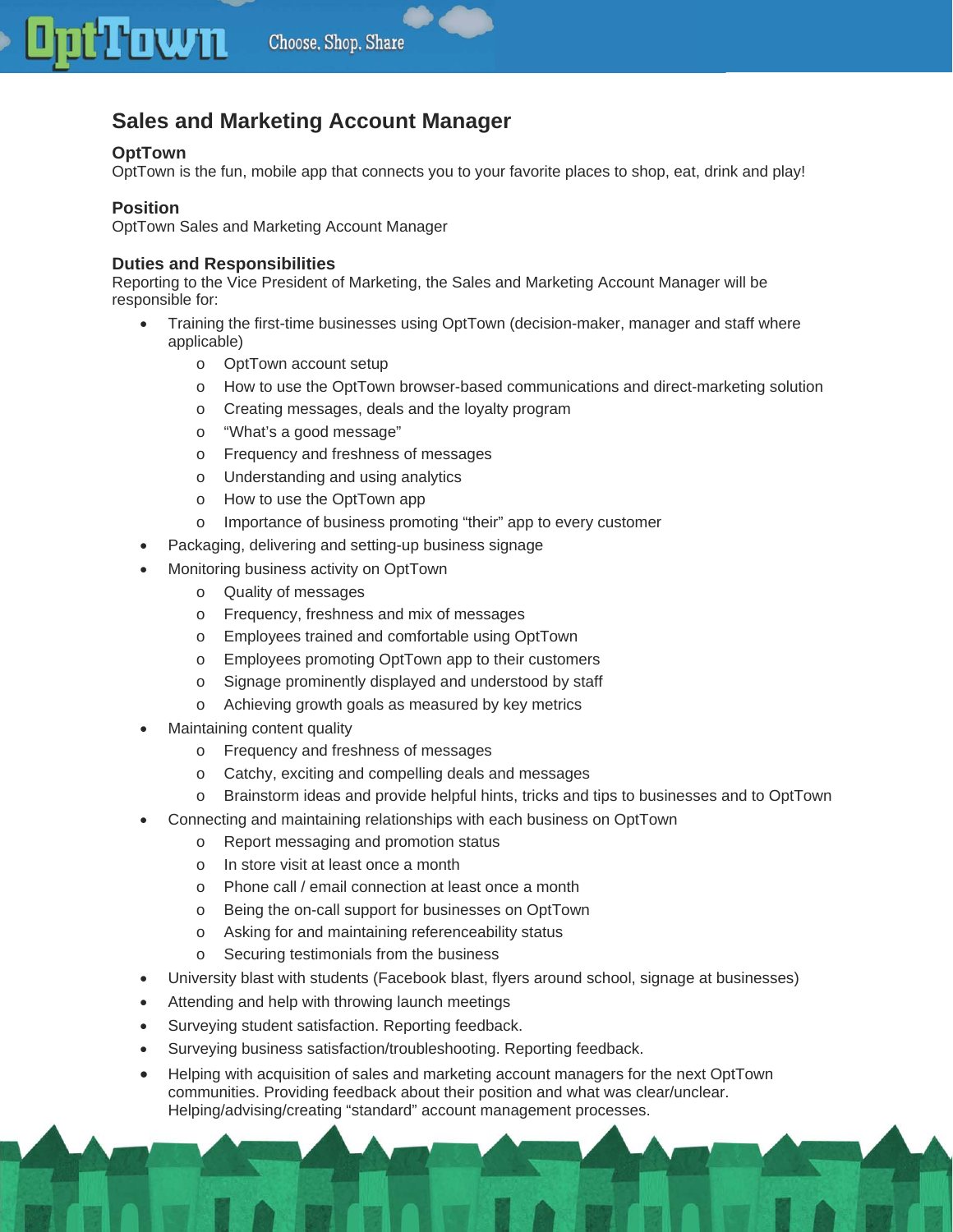# Sales and Marketing Account Manager

### OptTown

OptTown is the fun, mobile app that connects you to your favorite places to shop, eat, drink and play!

### Position

OptTown Sales and Marketing Account Manager

### Duties and Responsibilities

Reporting to the Vice President of Marketing, the Sales and Marketing Account Manager will be responsible for:

- Training the first-time businesses using OptTown (decision-maker, manager and staff where applicable)
  - OptTown account setup
  - How to use the OptTown browser-based communications and direct-marketing solution
  - Creating messages, deals and the loyalty program
  - "What's a good message"
  - Frequency and freshness of messages
  - Understanding and using analytics
  - How to use the OptTown app
  - Importance of business promoting "their" app to every customer
- Packaging, delivering and setting-up business signage
- Monitoring business activity on OptTown
  - Quality of messages
  - Frequency, freshness and mix of messages
  - Employees trained and comfortable using OptTown
  - Employees promoting OptTown app to their customers
  - Signage prominently displayed and understood by staff
  - Achieving growth goals as measured by key metrics
- Maintaining content quality
  - Frequency and freshness of messages
  - Catchy, exciting and compelling deals and messages
  - Brainstorm ideas and provide helpful hints, tricks and tips to businesses and to OptTown
- Connecting and maintaining relationships with each business on OptTown
  - Report messaging and promotion status
  - In store visit at least once a month
  - Phone call / email connection at least once a month
  - Being the on-call support for businesses on OptTown
  - Asking for and maintaining referenceability status
  - Securing testimonials from the business
- University blast with students (Facebook blast, flyers around school, signage at businesses)
- Attending and help with throwing launch meetings
- Surveying student satisfaction. Reporting feedback.
- Surveying business satisfaction/troubleshooting. Reporting feedback.
- Helping with acquisition of sales and marketing account managers for the next OptTown communities. Providing feedback about their position and what was clear/unclear. Helping/advising/creating "standard" account management processes.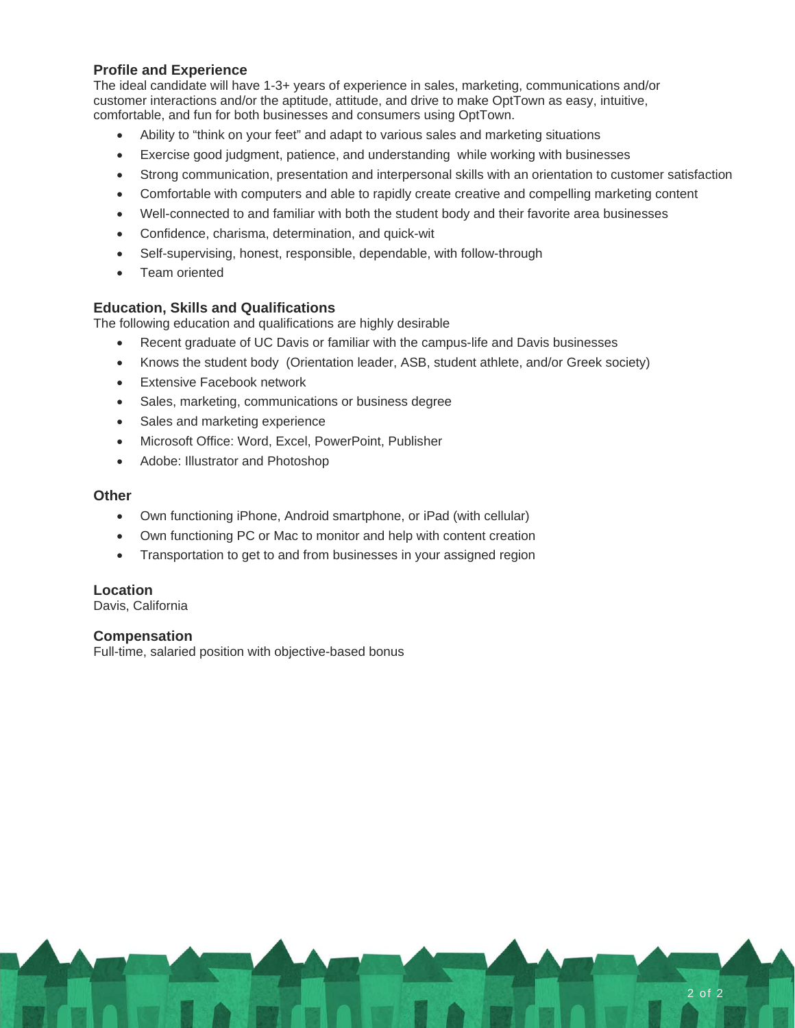### Profile and Experience

The ideal candidate will have 1-3+ years of experience in sales, marketing, communications and/or customer interactions and/or the aptitude, attitude, and drive to make OptTown as easy, intuitive, comfortable, and fun for both businesses and consumers using OptTown.

- Ability to "think on your feet" and adapt to various sales and marketing situations
- Exercise good judgment, patience, and understanding while working with businesses
- Strong communication, presentation and interpersonal skills with an orientation to customer satisfaction
- Comfortable with computers and able to rapidly create creative and compelling marketing content
- Well-connected to and familiar with both the student body and their favorite area businesses
- Confidence, charisma, determination, and quick-wit
- Self-supervising, honest, responsible, dependable, with follow-through
- Team oriented

### Education, Skills and Qualifications

The following education and qualifications are highly desirable

- Recent graduate of UC Davis or familiar with the campus-life and Davis businesses
- Knows the student body (Orientation leader, ASB, student athlete, and/or Greek society)
- Extensive Facebook network
- Sales, marketing, communications or business degree
- Sales and marketing experience
- Microsoft Office: Word, Excel, PowerPoint, Publisher
- Adobe: Illustrator and Photoshop

### Other

- Own functioning iPhone, Android smartphone, or iPad (with cellular)
- Own functioning PC or Mac to monitor and help with content creation
- Transportation to get to and from businesses in your assigned region

### Location

Davis, California

### Compensation

Full-time, salaried position with objective-based bonus